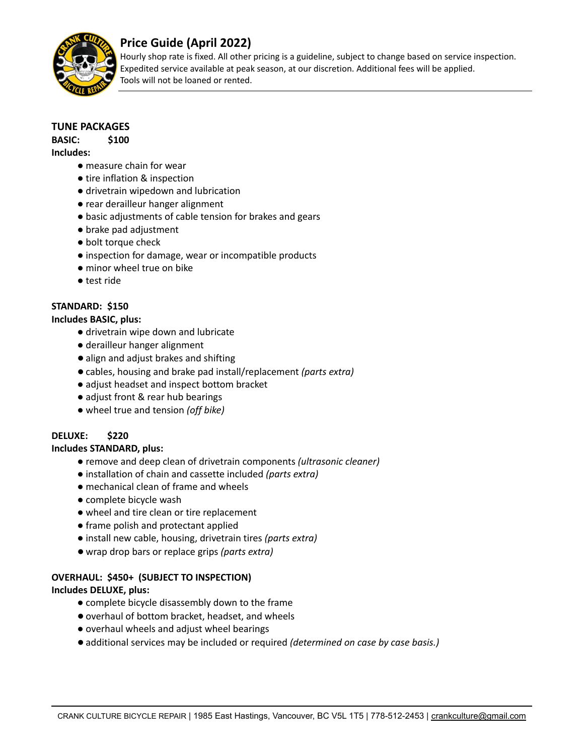# Price Guide (April 2022)

Hourly shop rate is fixed. All other pricing is a guideline, subject to change based on service inspection.
Expedited service available at peak season, at our discretion. Additional fees will be applied.
Tools will not be loaned or rented.

## TUNE PACKAGES

**BASIC: $100**

**Includes:**

- measure chain for wear
- tire inflation & inspection
- drivetrain wipedown and lubrication
- rear derailleur hanger alignment
- basic adjustments of cable tension for brakes and gears
- brake pad adjustment
- bolt torque check
- inspection for damage, wear or incompatible products
- minor wheel true on bike
- test ride

**STANDARD: $150**

**Includes BASIC, plus:**

- drivetrain wipe down and lubricate
- derailleur hanger alignment
- align and adjust brakes and shifting
- cables, housing and brake pad install/replacement *(parts extra)*
- adjust headset and inspect bottom bracket
- adjust front & rear hub bearings
- wheel true and tension *(off bike)*

**DELUXE: $220**

**Includes STANDARD, plus:**

- remove and deep clean of drivetrain components *(ultrasonic cleaner)*
- installation of chain and cassette included *(parts extra)*
- mechanical clean of frame and wheels
- complete bicycle wash
- wheel and tire clean or tire replacement
- frame polish and protectant applied
- install new cable, housing, drivetrain tires *(parts extra)*
- wrap drop bars or replace grips *(parts extra)*

**OVERHAUL: $450+ (SUBJECT TO INSPECTION)**

**Includes DELUXE, plus:**

- complete bicycle disassembly down to the frame
- overhaul of bottom bracket, headset, and wheels
- overhaul wheels and adjust wheel bearings
- additional services may be included or required *(determined on case by case basis.)*

CRANK CULTURE BICYCLE REPAIR | 1985 East Hastings, Vancouver, BC V5L 1T5 | 778-512-2453 | crankculture@gmail.com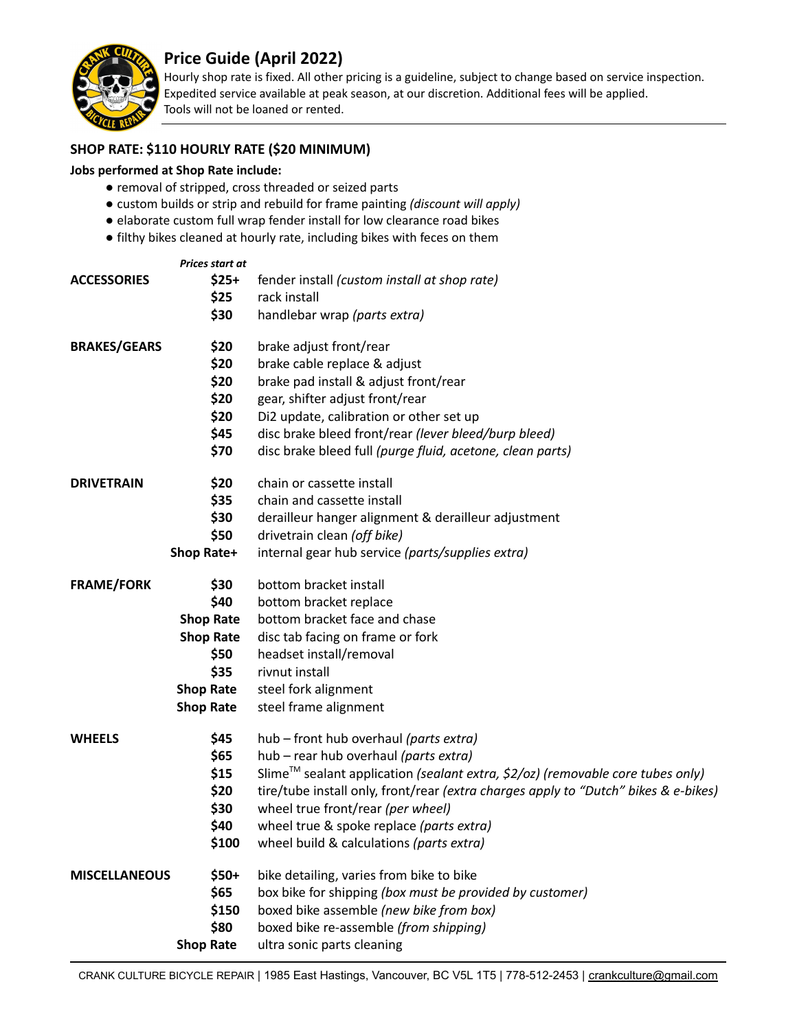## Price Guide (April 2022)

Hourly shop rate is fixed. All other pricing is a guideline, subject to change based on service inspection.
Expedited service available at peak season, at our discretion. Additional fees will be applied.
Tools will not be loaned or rented.

**SHOP RATE: $110 HOURLY RATE ($20 MINIMUM)**

**Jobs performed at Shop Rate include:**

- removal of stripped, cross threaded or seized parts
- custom builds or strip and rebuild for frame painting *(discount will apply)*
- elaborate custom full wrap fender install for low clearance road bikes
- filthy bikes cleaned at hourly rate, including bikes with feces on them

| | *Prices start at* | |
|---|---|---|
| **ACCESSORIES** | **$25+** | fender install *(custom install at shop rate)* |
| | **$25** | rack install |
| | **$30** | handlebar wrap *(parts extra)* |
| **BRAKES/GEARS** | **$20** | brake adjust front/rear |
| | **$20** | brake cable replace & adjust |
| | **$20** | brake pad install & adjust front/rear |
| | **$20** | gear, shifter adjust front/rear |
| | **$20** | Di2 update, calibration or other set up |
| | **$45** | disc brake bleed front/rear *(lever bleed/burp bleed)* |
| | **$70** | disc brake bleed full *(purge fluid, acetone, clean parts)* |
| **DRIVETRAIN** | **$20** | chain or cassette install |
| | **$35** | chain and cassette install |
| | **$30** | derailleur hanger alignment & derailleur adjustment |
| | **$50** | drivetrain clean *(off bike)* |
| | **Shop Rate+** | internal gear hub service *(parts/supplies extra)* |
| **FRAME/FORK** | **$30** | bottom bracket install |
| | **$40** | bottom bracket replace |
| | **Shop Rate** | bottom bracket face and chase |
| | **Shop Rate** | disc tab facing on frame or fork |
| | **$50** | headset install/removal |
| | **$35** | rivnut install |
| | **Shop Rate** | steel fork alignment |
| | **Shop Rate** | steel frame alignment |
| **WHEELS** | **$45** | hub – front hub overhaul *(parts extra)* |
| | **$65** | hub – rear hub overhaul *(parts extra)* |
| | **$15** | Slime™ sealant application *(sealant extra, $2/oz) (removable core tubes only)* |
| | **$20** | tire/tube install only, front/rear *(extra charges apply to "Dutch" bikes & e-bikes)* |
| | **$30** | wheel true front/rear *(per wheel)* |
| | **$40** | wheel true & spoke replace *(parts extra)* |
| | **$100** | wheel build & calculations *(parts extra)* |
| **MISCELLANEOUS** | **$50+** | bike detailing, varies from bike to bike |
| | **$65** | box bike for shipping *(box must be provided by customer)* |
| | **$150** | boxed bike assemble *(new bike from box)* |
| | **$80** | boxed bike re-assemble *(from shipping)* |
| | **Shop Rate** | ultra sonic parts cleaning |

CRANK CULTURE BICYCLE REPAIR | 1985 East Hastings, Vancouver, BC V5L 1T5 | 778-512-2453 | crankculture@gmail.com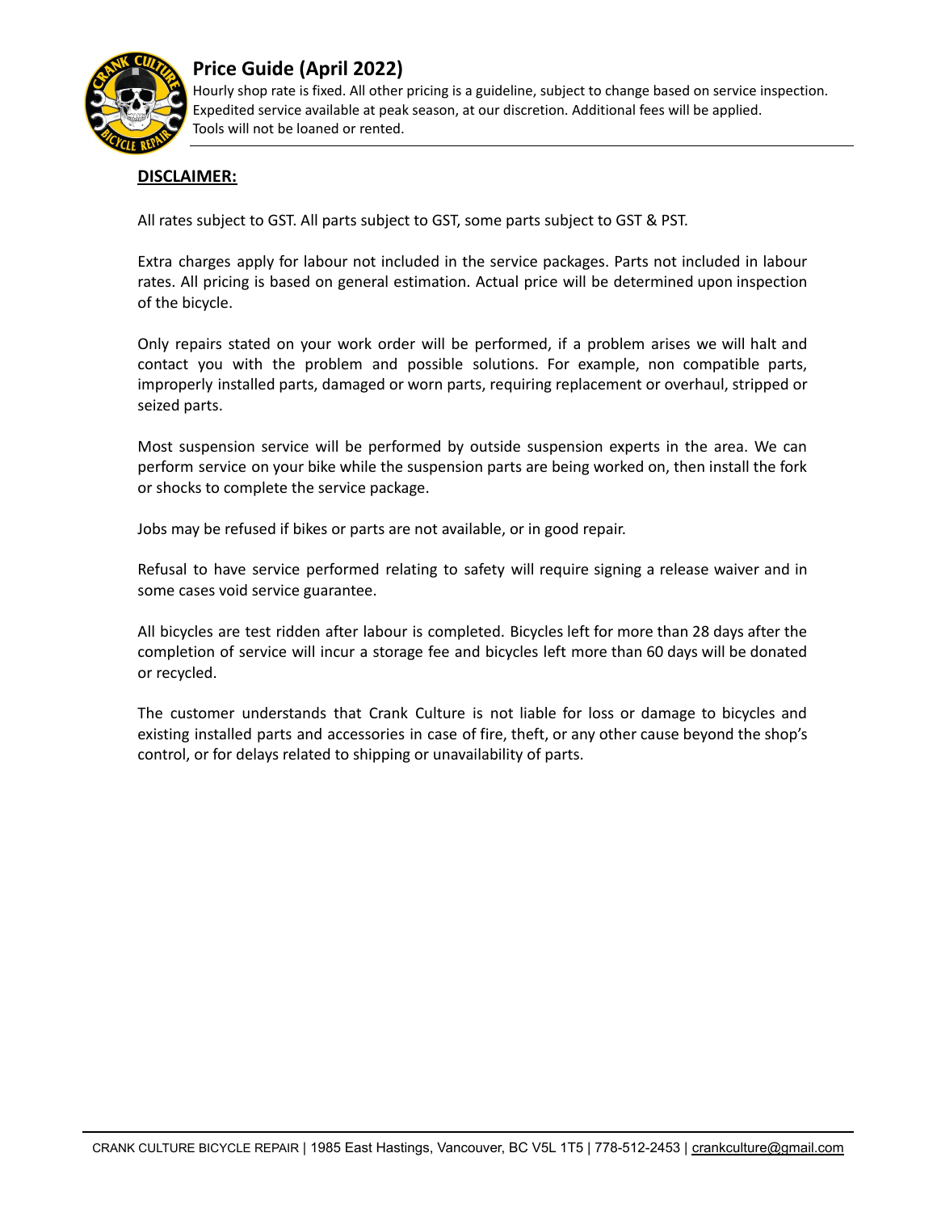# Price Guide (April 2022)

Hourly shop rate is fixed. All other pricing is a guideline, subject to change based on service inspection.
Expedited service available at peak season, at our discretion. Additional fees will be applied.
Tools will not be loaned or rented.

**DISCLAIMER:**

All rates subject to GST. All parts subject to GST, some parts subject to GST & PST.

Extra charges apply for labour not included in the service packages. Parts not included in labour rates. All pricing is based on general estimation. Actual price will be determined upon inspection of the bicycle.

Only repairs stated on your work order will be performed, if a problem arises we will halt and contact you with the problem and possible solutions. For example, non compatible parts, improperly installed parts, damaged or worn parts, requiring replacement or overhaul, stripped or seized parts.

Most suspension service will be performed by outside suspension experts in the area. We can perform service on your bike while the suspension parts are being worked on, then install the fork or shocks to complete the service package.

Jobs may be refused if bikes or parts are not available, or in good repair.

Refusal to have service performed relating to safety will require signing a release waiver and in some cases void service guarantee.

All bicycles are test ridden after labour is completed. Bicycles left for more than 28 days after the completion of service will incur a storage fee and bicycles left more than 60 days will be donated or recycled.

The customer understands that Crank Culture is not liable for loss or damage to bicycles and existing installed parts and accessories in case of fire, theft, or any other cause beyond the shop's control, or for delays related to shipping or unavailability of parts.

CRANK CULTURE BICYCLE REPAIR | 1985 East Hastings, Vancouver, BC V5L 1T5 | 778-512-2453 | crankculture@gmail.com